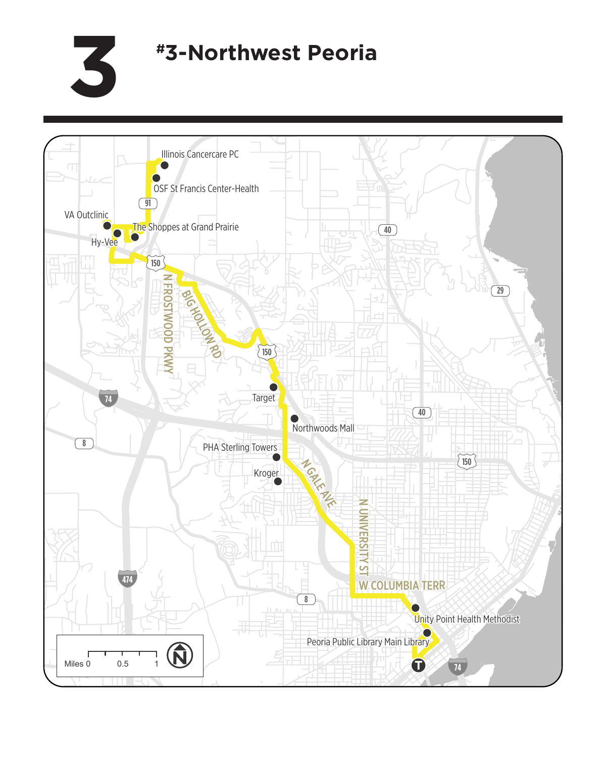# 3

## #3-Northwest Peoria

Illinois Cancercare PC

OSF St Francis Center-Health

91

VA Outclinic

The Shoppes at Grand Prairie

Hy-Vee

150

N FROSTWOOD PKWY

BIG HOLLOW RD

40

29

150

Target

74

40

Northwoods Mall

8

PHA Sterling Towers

150

Kroger

N GALE AVE

N UNIVERSITY ST

474

W COLUMBIA TERR

8

Unity Point Health Methodist

Peoria Public Library Main Library

T

74

Miles 0 0.5 1

N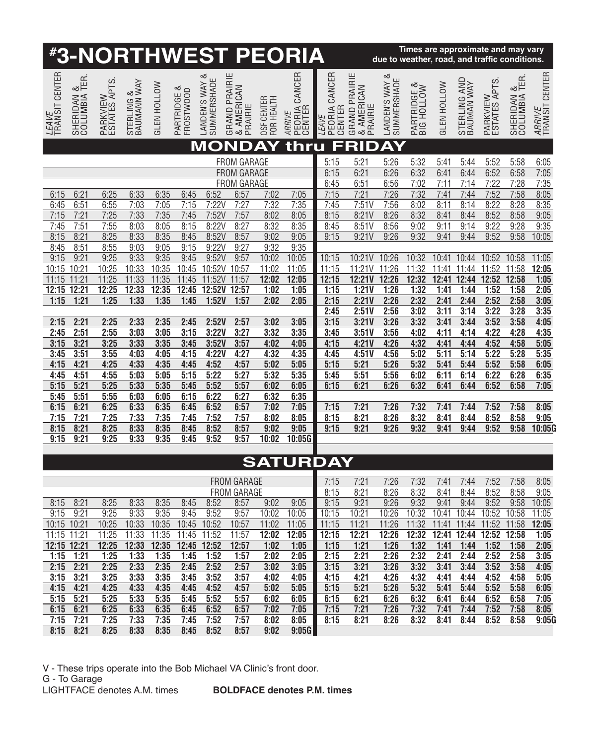# #3-NORTHWEST PEORIA

**Times are approximate and may vary due to weather, road, and traffic conditions.**

## MONDAY thru FRIDAY

| *LEAVE* TRANSIT CENTER | SHERIDAN & COLUMBIA TER. | PARKVIEW ESTATES APTS. | STERLING & BAUMANN WAY | GLEN HOLLOW | PARTRIDGE & FROSTWOOD | LANDEN'S WAY & SUMMERSHADE | GRAND PRAIRIE & AMERICAN PRAIRIE | OSF CENTER FOR HEALTH | *ARRIVE* PEORIA CANCER CENTER | *LEAVE* PEORIA CANCER CENTER | GRAND PRAIRIE & AMERICAN PRAIRIE | LANDEN'S WAY & SUMMERSHADE | PARTRIDGE & BIG HOLLOW | GLEN HOLLOW | STERLING AND BAUMAN WAY | PARKVIEW ESTATES APTS. | SHERIDAN & COLUMBIA TER. | *ARRIVE* TRANSIT CENTER |
|---|---|---|---|---|---|---|---|---|---|---|---|---|---|---|---|---|---|---|
| | | | | | | | FROM GARAGE | | | 5:15 | 5:21 | 5:26 | 5:32 | 5:41 | 5:44 | 5:52 | 5:58 | 6:05 |
| | | | | | | | FROM GARAGE | | | 6:15 | 6:21 | 6:26 | 6:32 | 6:41 | 6:44 | 6:52 | 6:58 | 7:05 |
| | | | | | | | FROM GARAGE | | | 6:45 | 6:51 | 6:56 | 7:02 | 7:11 | 7:14 | 7:22 | 7:28 | 7:35 |
| 6:15 | 6:21 | 6:25 | 6:33 | 6:35 | 6:45 | 6:52 | 6:57 | 7:02 | 7:05 | 7:15 | 7:21 | 7:26 | 7:32 | 7:41 | 7:44 | 7:52 | 7:58 | 8:05 |
| 6:45 | 6:51 | 6:55 | 7:03 | 7:05 | 7:15 | 7:22V | 7:27 | 7:32 | 7:35 | 7:45 | 7:51V | 7:56 | 8:02 | 8:11 | 8:14 | 8:22 | 8:28 | 8:35 |
| 7:15 | 7:21 | 7:25 | 7:33 | 7:35 | 7:45 | 7:52V | 7:57 | 8:02 | 8:05 | 8:15 | 8:21V | 8:26 | 8:32 | 8:41 | 8:44 | 8:52 | 8:58 | 9:05 |
| 7:45 | 7:51 | 7:55 | 8:03 | 8:05 | 8:15 | 8:22V | 8:27 | 8:32 | 8:35 | 8:45 | 8:51V | 8:56 | 9:02 | 9:11 | 9:14 | 9:22 | 9:28 | 9:35 |
| 8:15 | 8:21 | 8:25 | 8:33 | 8:35 | 8:45 | 8:52V | 8:57 | 9:02 | 9:05 | 9:15 | 9:21V | 9:26 | 9:32 | 9:41 | 9:44 | 9:52 | 9:58 | 10:05 |
| 8:45 | 8:51 | 8:55 | 9:03 | 9:05 | 9:15 | 9:22V | 9:27 | 9:32 | 9:35 | | | | | | | | | |
| 9:15 | 9:21 | 9:25 | 9:33 | 9:35 | 9:45 | 9:52V | 9:57 | 10:02 | 10:05 | 10:15 | 10:21V | 10:26 | 10:32 | 10:41 | 10:44 | 10:52 | 10:58 | 11:05 |
| 10:15 | 10:21 | 10:25 | 10:33 | 10:35 | 10:45 | 10:52V | 10:57 | 11:02 | 11:05 | 11:15 | 11:21V | 11:26 | 11:32 | 11:41 | 11:44 | 11:52 | 11:58 | **12:05** |
| 11:15 | 11:21 | 11:25 | 11:33 | 11:35 | 11:45 | 11:52V | 11:57 | **12:02** | **12:05** | **12:15** | **12:21V** | **12:26** | **12:32** | **12:41** | **12:44** | **12:52** | **12:58** | **1:05** |
| **12:15** | **12:21** | **12:25** | **12:33** | **12:35** | **12:45** | **12:52V** | **12:57** | **1:02** | **1:05** | **1:15** | **1:21V** | **1:26** | **1:32** | **1:41** | **1:44** | **1:52** | **1:58** | **2:05** |
| **1:15** | **1:21** | **1:25** | **1:33** | **1:35** | **1:45** | **1:52V** | **1:57** | **2:02** | **2:05** | **2:15** | **2:21V** | **2:26** | **2:32** | **2:41** | **2:44** | **2:52** | **2:58** | **3:05** |
| | | | | | | | | | | **2:45** | **2:51V** | **2:56** | **3:02** | **3:11** | **3:14** | **3:22** | **3:28** | **3:35** |
| **2:15** | **2:21** | **2:25** | **2:33** | **2:35** | **2:45** | **2:52V** | **2:57** | **3:02** | **3:05** | **3:15** | **3:21V** | **3:26** | **3:32** | **3:41** | **3:44** | **3:52** | **3:58** | **4:05** |
| **2:45** | **2:51** | **2:55** | **3:03** | **3:05** | **3:15** | **3:22V** | **3:27** | **3:32** | **3:35** | **3:45** | **3:51V** | **3:56** | **4:02** | **4:11** | **4:14** | **4:22** | **4:28** | **4:35** |
| **3:15** | **3:21** | **3:25** | **3:33** | **3:35** | **3:45** | **3:52V** | **3:57** | **4:02** | **4:05** | **4:15** | **4:21V** | **4:26** | **4:32** | **4:41** | **4:44** | **4:52** | **4:58** | **5:05** |
| **3:45** | **3:51** | **3:55** | **4:03** | **4:05** | **4:15** | **4:22V** | **4:27** | **4:32** | **4:35** | **4:45** | **4:51V** | **4:56** | **5:02** | **5:11** | **5:14** | **5:22** | **5:28** | **5:35** |
| **4:15** | **4:21** | **4:25** | **4:33** | **4:35** | **4:45** | **4:52** | **4:57** | **5:02** | **5:05** | **5:15** | **5:21** | **5:26** | **5:32** | **5:41** | **5:44** | **5:52** | **5:58** | **6:05** |
| **4:45** | **4:51** | **4:55** | **5:03** | **5:05** | **5:15** | **5:22** | **5:27** | **5:32** | **5:35** | **5:45** | **5:51** | **5:56** | **6:02** | **6:11** | **6:14** | **6:22** | **6:28** | **6:35** |
| **5:15** | **5:21** | **5:25** | **5:33** | **5:35** | **5:45** | **5:52** | **5:57** | **6:02** | **6:05** | **6:15** | **6:21** | **6:26** | **6:32** | **6:41** | **6:44** | **6:52** | **6:58** | **7:05** |
| **5:45** | **5:51** | **5:55** | **6:03** | **6:05** | **6:15** | **6:22** | **6:27** | **6:32** | **6:35** | | | | | | | | | |
| **6:15** | **6:21** | **6:25** | **6:33** | **6:35** | **6:45** | **6:52** | **6:57** | **7:02** | **7:05** | **7:15** | **7:21** | **7:26** | **7:32** | **7:41** | **7:44** | **7:52** | **7:58** | **8:05** |
| **7:15** | **7:21** | **7:25** | **7:33** | **7:35** | **7:45** | **7:52** | **7:57** | **8:02** | **8:05** | **8:15** | **8:21** | **8:26** | **8:32** | **8:41** | **8:44** | **8:52** | **8:58** | **9:05** |
| **8:15** | **8:21** | **8:25** | **8:33** | **8:35** | **8:45** | **8:52** | **8:57** | **9:02** | **9:05** | **9:15** | **9:21** | **9:26** | **9:32** | **9:41** | **9:44** | **9:52** | **9:58** | **10:05G** |
| **9:15** | **9:21** | **9:25** | **9:33** | **9:35** | **9:45** | **9:52** | **9:57** | **10:02** | **10:05G** | | | | | | | | | |

## SATURDAY

| *LEAVE* TRANSIT CENTER | SHERIDAN & COLUMBIA TER. | PARKVIEW ESTATES APTS. | STERLING & BAUMANN WAY | GLEN HOLLOW | PARTRIDGE & FROSTWOOD | LANDEN'S WAY & SUMMERSHADE | GRAND PRAIRIE & AMERICAN PRAIRIE | OSF CENTER FOR HEALTH | *ARRIVE* PEORIA CANCER CENTER | *LEAVE* PEORIA CANCER CENTER | GRAND PRAIRIE & AMERICAN PRAIRIE | LANDEN'S WAY & SUMMERSHADE | PARTRIDGE & BIG HOLLOW | GLEN HOLLOW | STERLING AND BAUMAN WAY | PARKVIEW ESTATES APTS. | SHERIDAN & COLUMBIA TER. | *ARRIVE* TRANSIT CENTER |
|---|---|---|---|---|---|---|---|---|---|---|---|---|---|---|---|---|---|---|
| | | | | | | | FROM GARAGE | | | 7:15 | 7:21 | 7:26 | 7:32 | 7:41 | 7:44 | 7:52 | 7:58 | 8:05 |
| | | | | | | | FROM GARAGE | | | 8:15 | 8:21 | 8:26 | 8:32 | 8:41 | 8:44 | 8:52 | 8:58 | 9:05 |
| 8:15 | 8:21 | 8:25 | 8:33 | 8:35 | 8:45 | 8:52 | 8:57 | 9:02 | 9:05 | 9:15 | 9:21 | 9:26 | 9:32 | 9:41 | 9:44 | 9:52 | 9:58 | 10:05 |
| 9:15 | 9:21 | 9:25 | 9:33 | 9:35 | 9:45 | 9:52 | 9:57 | 10:02 | 10:05 | 10:15 | 10:21 | 10:26 | 10:32 | 10:41 | 10:44 | 10:52 | 10:58 | 11:05 |
| 10:15 | 10:21 | 10:25 | 10:33 | 10:35 | 10:45 | 10:52 | 10:57 | 11:02 | 11:05 | 11:15 | 11:21 | 11:26 | 11:32 | 11:41 | 11:44 | 11:52 | 11:58 | **12:05** |
| 11:15 | 11:21 | 11:25 | 11:33 | 11:35 | 11:45 | 11:52 | 11:57 | **12:02** | **12:05** | **12:15** | **12:21** | **12:26** | **12:32** | **12:41** | **12:44** | **12:52** | **12:58** | **1:05** |
| **12:15** | **12:21** | **12:25** | **12:33** | **12:35** | **12:45** | **12:52** | **12:57** | **1:02** | **1:05** | **1:15** | **1:21** | **1:26** | **1:32** | **1:41** | **1:44** | **1:52** | **1:58** | **2:05** |
| **1:15** | **1:21** | **1:25** | **1:33** | **1:35** | **1:45** | **1:52** | **1:57** | **2:02** | **2:05** | **2:15** | **2:21** | **2:26** | **2:32** | **2:41** | **2:44** | **2:52** | **2:58** | **3:05** |
| **2:15** | **2:21** | **2:25** | **2:33** | **2:35** | **2:45** | **2:52** | **2:57** | **3:02** | **3:05** | **3:15** | **3:21** | **3:26** | **3:32** | **3:41** | **3:44** | **3:52** | **3:58** | **4:05** |
| **3:15** | **3:21** | **3:25** | **3:33** | **3:35** | **3:45** | **3:52** | **3:57** | **4:02** | **4:05** | **4:15** | **4:21** | **4:26** | **4:32** | **4:41** | **4:44** | **4:52** | **4:58** | **5:05** |
| **4:15** | **4:21** | **4:25** | **4:33** | **4:35** | **4:45** | **4:52** | **4:57** | **5:02** | **5:05** | **5:15** | **5:21** | **5:26** | **5:32** | **5:41** | **5:44** | **5:52** | **5:58** | **6:05** |
| **5:15** | **5:21** | **5:25** | **5:33** | **5:35** | **5:45** | **5:52** | **5:57** | **6:02** | **6:05** | **6:15** | **6:21** | **6:26** | **6:32** | **6:41** | **6:44** | **6:52** | **6:58** | **7:05** |
| **6:15** | **6:21** | **6:25** | **6:33** | **6:35** | **6:45** | **6:52** | **6:57** | **7:02** | **7:05** | **7:15** | **7:21** | **7:26** | **7:32** | **7:41** | **7:44** | **7:52** | **7:58** | **8:05** |
| **7:15** | **7:21** | **7:25** | **7:33** | **7:35** | **7:45** | **7:52** | **7:57** | **8:02** | **8:05** | **8:15** | **8:21** | **8:26** | **8:32** | **8:41** | **8:44** | **8:52** | **8:58** | **9:05G** |
| **8:15** | **8:21** | **8:25** | **8:33** | **8:35** | **8:45** | **8:52** | **8:57** | **9:02** | **9:05G** | | | | | | | | | |

V - These trips operate into the Bob Michael VA Clinic's front door.

G - To Garage

LIGHTFACE denotes A.M. times **BOLDFACE denotes P.M. times**